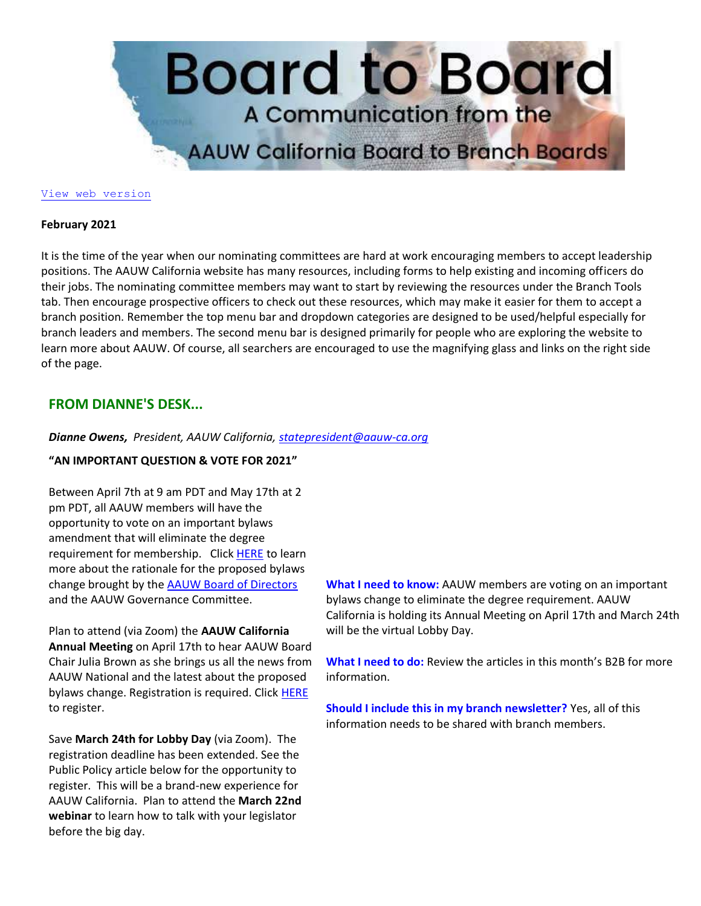# Board to Board

A Communication from the AAUW California Board to Branch Boards

[View web version]

**February 2021**

It is the time of the year when our nominating committees are hard at work encouraging members to accept leadership positions. The AAUW California website has many resources, including forms to help existing and incoming officers do their jobs. The nominating committee members may want to start by reviewing the resources under the Branch Tools tab. Then encourage prospective officers to check out these resources, which may make it easier for them to accept a branch position. Remember the top menu bar and dropdown categories are designed to be used/helpful especially for branch leaders and members. The second menu bar is designed primarily for people who are exploring the website to learn more about AAUW. Of course, all searchers are encouraged to use the magnifying glass and links on the right side of the page.

## FROM DIANNE'S DESK...

***Dianne Owens,*** *President, AAUW California, statepresident@aauw-ca.org*

**"AN IMPORTANT QUESTION & VOTE FOR 2021"**

Between April 7th at 9 am PDT and May 17th at 2 pm PDT, all AAUW members will have the opportunity to vote on an important bylaws amendment that will eliminate the degree requirement for membership. Click HERE to learn more about the rationale for the proposed bylaws change brought by the AAUW Board of Directors and the AAUW Governance Committee.

Plan to attend (via Zoom) the **AAUW California Annual Meeting** on April 17th to hear AAUW Board Chair Julia Brown as she brings us all the news from AAUW National and the latest about the proposed bylaws change. Registration is required. Click HERE to register.

Save **March 24th for Lobby Day** (via Zoom). The registration deadline has been extended. See the Public Policy article below for the opportunity to register. This will be a brand-new experience for AAUW California. Plan to attend the **March 22nd webinar** to learn how to talk with your legislator before the big day.

**What I need to know:** AAUW members are voting on an important bylaws change to eliminate the degree requirement. AAUW California is holding its Annual Meeting on April 17th and March 24th will be the virtual Lobby Day.

**What I need to do:** Review the articles in this month's B2B for more information.

**Should I include this in my branch newsletter?** Yes, all of this information needs to be shared with branch members.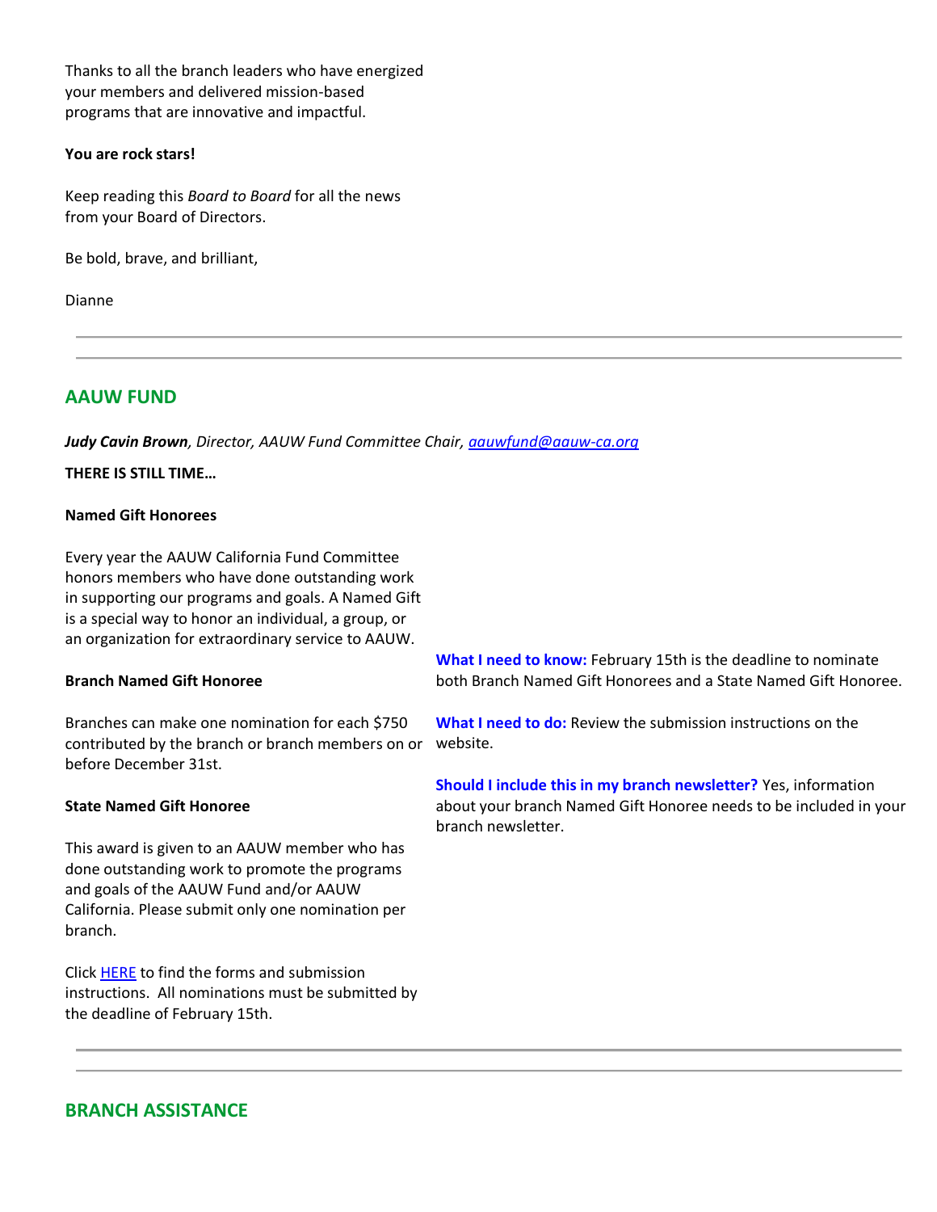Thanks to all the branch leaders who have energized your members and delivered mission-based programs that are innovative and impactful.

**You are rock stars!**

Keep reading this *Board to Board* for all the news from your Board of Directors.

Be bold, brave, and brilliant,

Dianne

---

## AAUW FUND

***Judy Cavin Brown**, Director, AAUW Fund Committee Chair, [aauwfund@aauw-ca.org](mailto:aauwfund@aauw-ca.org)*

**THERE IS STILL TIME…**

**Named Gift Honorees**

Every year the AAUW California Fund Committee honors members who have done outstanding work in supporting our programs and goals. A Named Gift is a special way to honor an individual, a group, or an organization for extraordinary service to AAUW.

**Branch Named Gift Honoree**

Branches can make one nomination for each $750 contributed by the branch or branch members on or before December 31st.

**State Named Gift Honoree**

This award is given to an AAUW member who has done outstanding work to promote the programs and goals of the AAUW Fund and/or AAUW California. Please submit only one nomination per branch.

Click [HERE]() to find the forms and submission instructions. All nominations must be submitted by the deadline of February 15th.

**What I need to know:** February 15th is the deadline to nominate both Branch Named Gift Honorees and a State Named Gift Honoree.

**What I need to do:** Review the submission instructions on the website.

**Should I include this in my branch newsletter?** Yes, information about your branch Named Gift Honoree needs to be included in your branch newsletter.

---

## BRANCH ASSISTANCE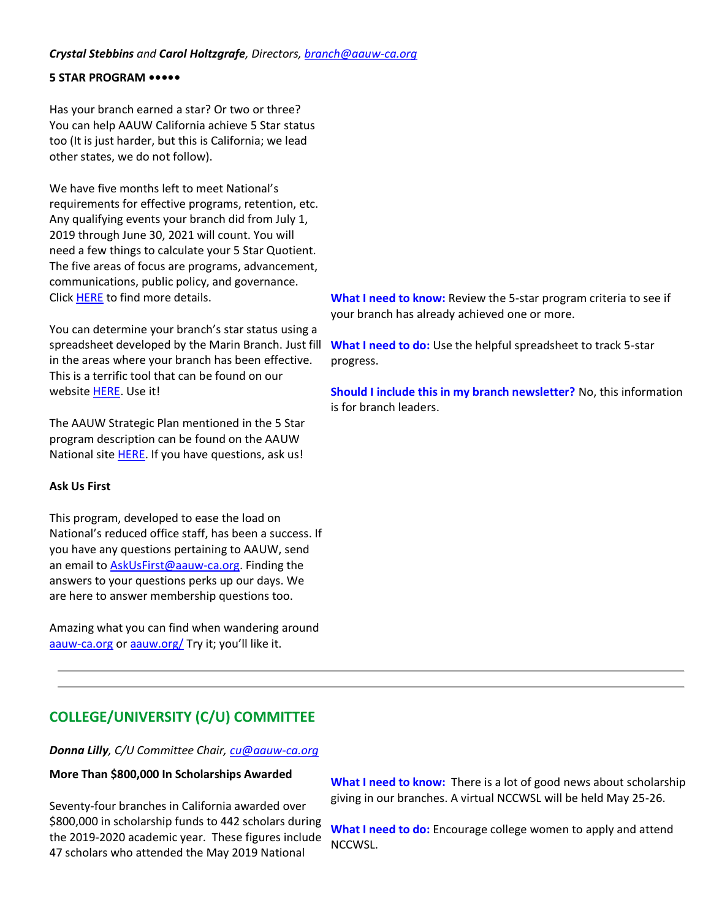***Crystal Stebbins*** *and* ***Carol Holtzgrafe****, Directors, branch@aauw-ca.org*

**5 STAR PROGRAM •••••**

Has your branch earned a star? Or two or three? You can help AAUW California achieve 5 Star status too (It is just harder, but this is California; we lead other states, we do not follow).

We have five months left to meet National's requirements for effective programs, retention, etc. Any qualifying events your branch did from July 1, 2019 through June 30, 2021 will count. You will need a few things to calculate your 5 Star Quotient. The five areas of focus are programs, advancement, communications, public policy, and governance. Click HERE to find more details.

You can determine your branch's star status using a spreadsheet developed by the Marin Branch. Just fill in the areas where your branch has been effective. This is a terrific tool that can be found on our website HERE. Use it!

The AAUW Strategic Plan mentioned in the 5 Star program description can be found on the AAUW National site HERE. If you have questions, ask us!

**What I need to know:** Review the 5-star program criteria to see if your branch has already achieved one or more.

**What I need to do:** Use the helpful spreadsheet to track 5-star progress.

**Should I include this in my branch newsletter?** No, this information is for branch leaders.

**Ask Us First**

This program, developed to ease the load on National's reduced office staff, has been a success. If you have any questions pertaining to AAUW, send an email to AskUsFirst@aauw-ca.org. Finding the answers to your questions perks up our days. We are here to answer membership questions too.

Amazing what you can find when wandering around aauw-ca.org or aauw.org/ Try it; you'll like it.

---

## COLLEGE/UNIVERSITY (C/U) COMMITTEE

***Donna Lilly****, C/U Committee Chair, cu@aauw-ca.org*

**More Than $800,000 In Scholarships Awarded**

**What I need to know:** There is a lot of good news about scholarship giving in our branches. A virtual NCCWSL will be held May 25-26.

**What I need to do:** Encourage college women to apply and attend NCCWSL.

Seventy-four branches in California awarded over $800,000 in scholarship funds to 442 scholars during the 2019-2020 academic year. These figures include 47 scholars who attended the May 2019 National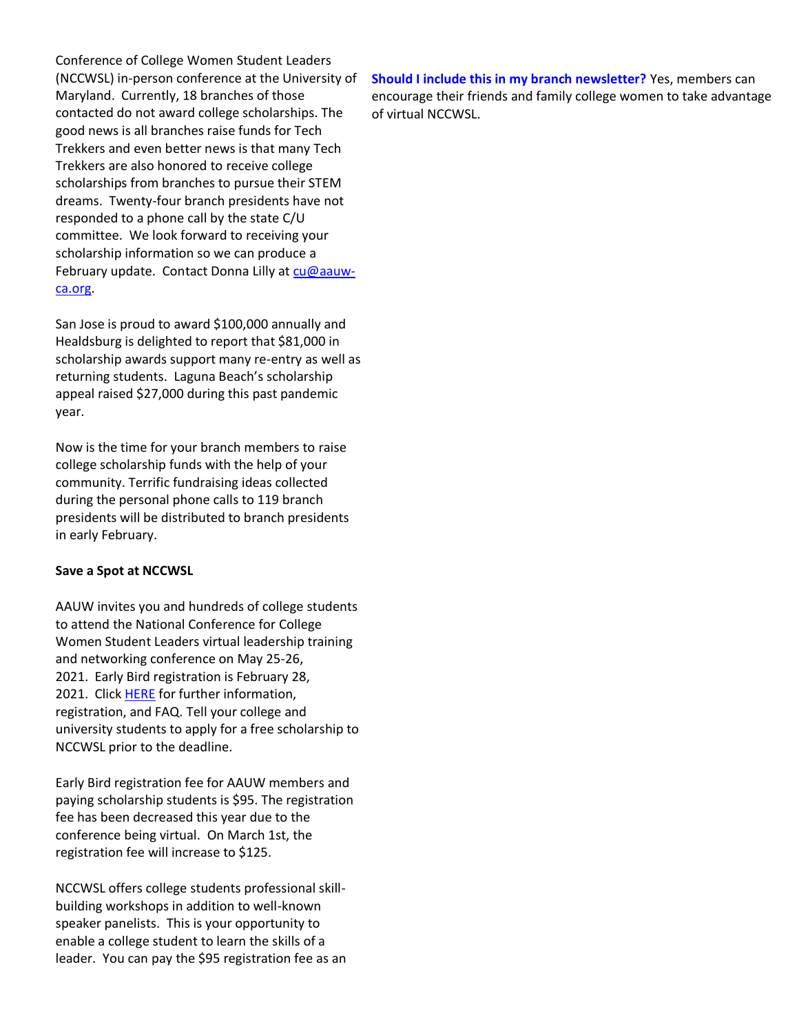Conference of College Women Student Leaders (NCCWSL) in-person conference at the University of Maryland. Currently, 18 branches of those contacted do not award college scholarships. The good news is all branches raise funds for Tech Trekkers and even better news is that many Tech Trekkers are also honored to receive college scholarships from branches to pursue their STEM dreams. Twenty-four branch presidents have not responded to a phone call by the state C/U committee. We look forward to receiving your scholarship information so we can produce a February update. Contact Donna Lilly at [cu@aauw-ca.org](mailto:cu@aauw-ca.org).

San Jose is proud to award $100,000 annually and Healdsburg is delighted to report that $81,000 in scholarship awards support many re-entry as well as returning students. Laguna Beach's scholarship appeal raised $27,000 during this past pandemic year.

Now is the time for your branch members to raise college scholarship funds with the help of your community. Terrific fundraising ideas collected during the personal phone calls to 119 branch presidents will be distributed to branch presidents in early February.

**Save a Spot at NCCWSL**

AAUW invites you and hundreds of college students to attend the National Conference for College Women Student Leaders virtual leadership training and networking conference on May 25-26, 2021. Early Bird registration is February 28, 2021. Click HERE for further information, registration, and FAQ. Tell your college and university students to apply for a free scholarship to NCCWSL prior to the deadline.

Early Bird registration fee for AAUW members and paying scholarship students is $95. The registration fee has been decreased this year due to the conference being virtual. On March 1st, the registration fee will increase to $125.

NCCWSL offers college students professional skill-building workshops in addition to well-known speaker panelists. This is your opportunity to enable a college student to learn the skills of a leader. You can pay the $95 registration fee as an

**Should I include this in my branch newsletter?** Yes, members can encourage their friends and family college women to take advantage of virtual NCCWSL.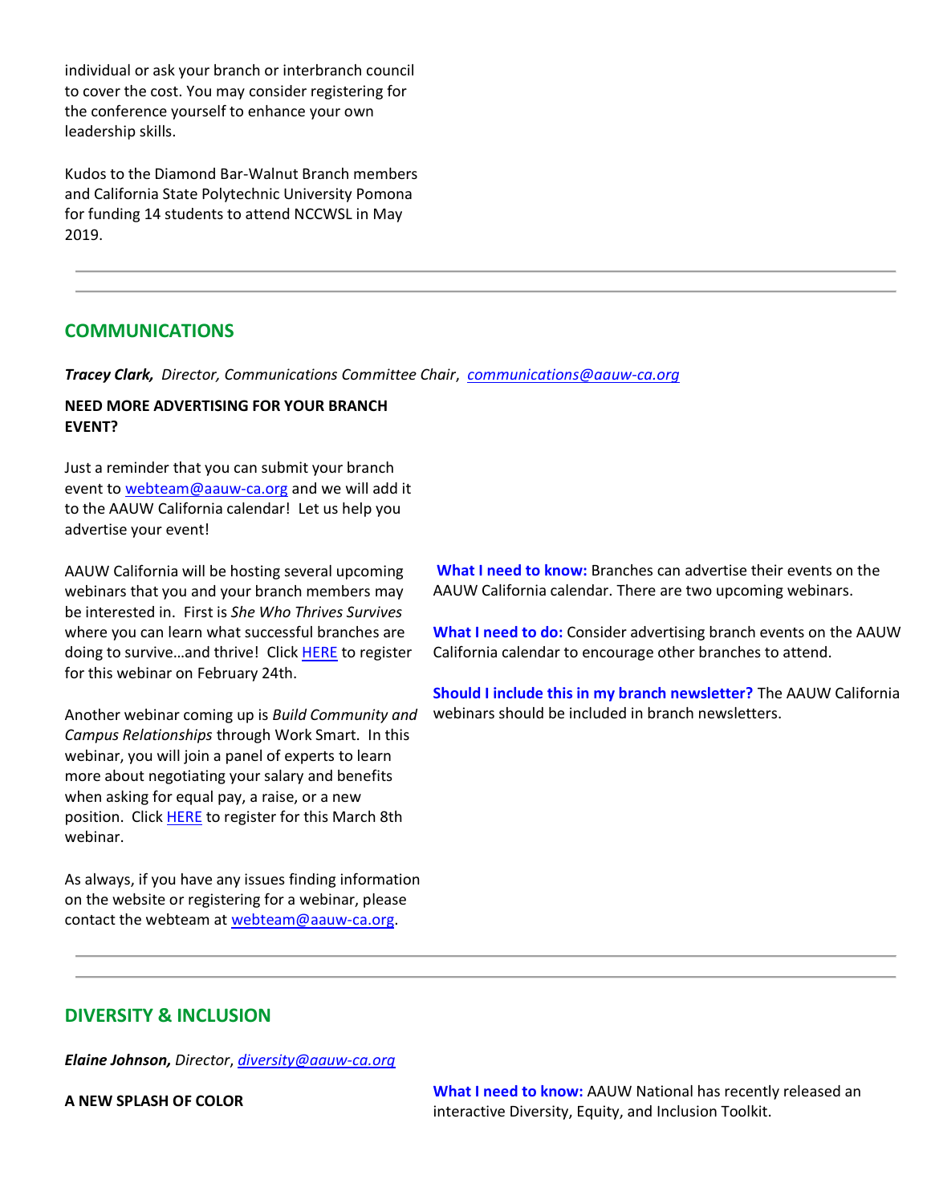individual or ask your branch or interbranch council to cover the cost. You may consider registering for the conference yourself to enhance your own leadership skills.

Kudos to the Diamond Bar-Walnut Branch members and California State Polytechnic University Pomona for funding 14 students to attend NCCWSL in May 2019.

---

## COMMUNICATIONS

***Tracey Clark,** Director, Communications Committee Chair*, *communications@aauw-ca.org*

**NEED MORE ADVERTISING FOR YOUR BRANCH EVENT?**

Just a reminder that you can submit your branch event to webteam@aauw-ca.org and we will add it to the AAUW California calendar! Let us help you advertise your event!

AAUW California will be hosting several upcoming webinars that you and your branch members may be interested in. First is *She Who Thrives Survives* where you can learn what successful branches are doing to survive…and thrive! Click HERE to register for this webinar on February 24th.

Another webinar coming up is *Build Community and Campus Relationships* through Work Smart. In this webinar, you will join a panel of experts to learn more about negotiating your salary and benefits when asking for equal pay, a raise, or a new position. Click HERE to register for this March 8th webinar.

As always, if you have any issues finding information on the website or registering for a webinar, please contact the webteam at webteam@aauw-ca.org.

**What I need to know:** Branches can advertise their events on the AAUW California calendar. There are two upcoming webinars.

**What I need to do:** Consider advertising branch events on the AAUW California calendar to encourage other branches to attend.

**Should I include this in my branch newsletter?** The AAUW California webinars should be included in branch newsletters.

---

## DIVERSITY & INCLUSION

***Elaine Johnson,** Director*, *diversity@aauw-ca.org*

**A NEW SPLASH OF COLOR**

**What I need to know:** AAUW National has recently released an interactive Diversity, Equity, and Inclusion Toolkit.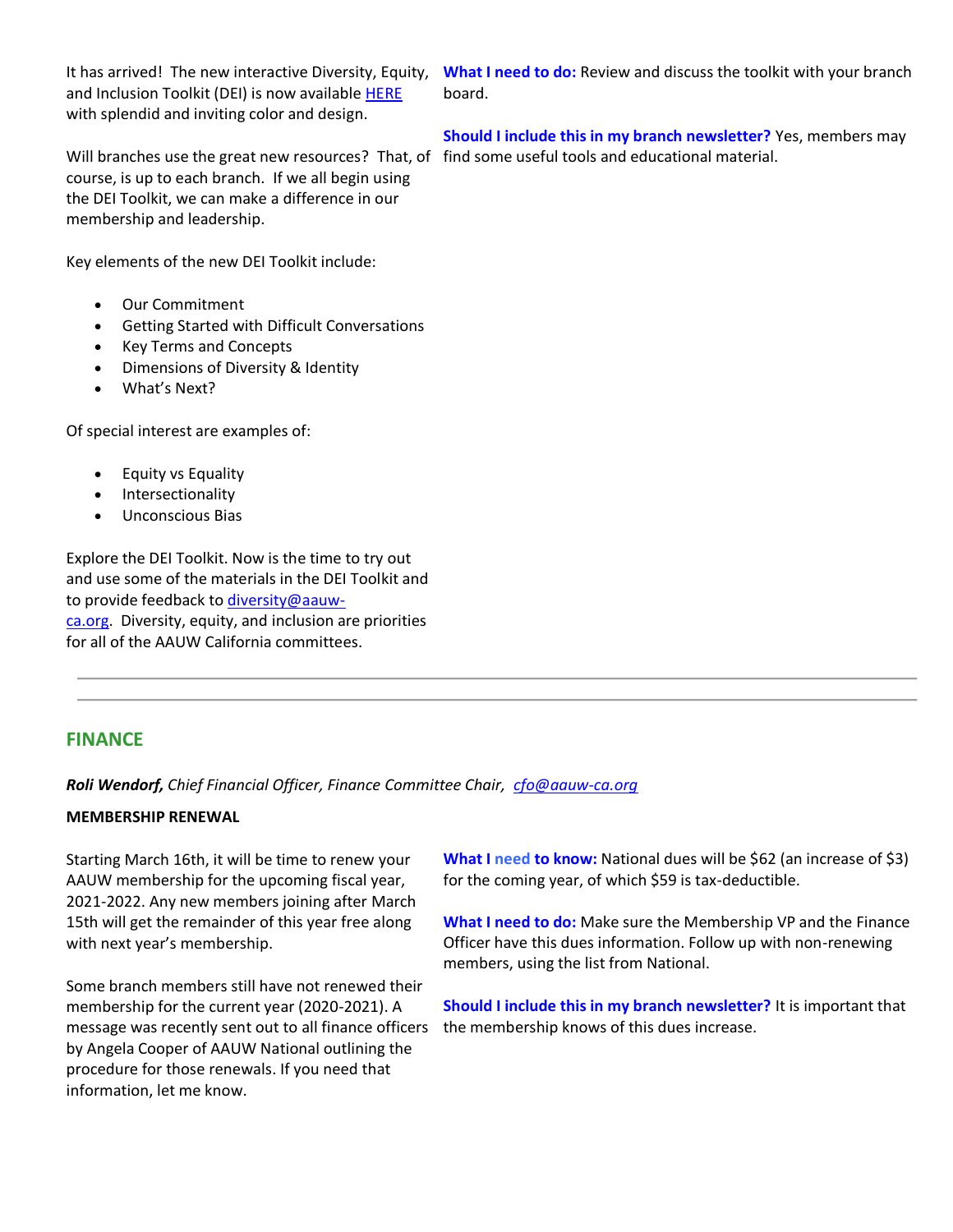It has arrived! The new interactive Diversity, Equity, and Inclusion Toolkit (DEI) is now available [HERE](#) with splendid and inviting color and design.

Will branches use the great new resources? That, of course, is up to each branch. If we all begin using the DEI Toolkit, we can make a difference in our membership and leadership.

Key elements of the new DEI Toolkit include:

- Our Commitment
- Getting Started with Difficult Conversations
- Key Terms and Concepts
- Dimensions of Diversity & Identity
- What's Next?

Of special interest are examples of:

- Equity vs Equality
- Intersectionality
- Unconscious Bias

Explore the DEI Toolkit. Now is the time to try out and use some of the materials in the DEI Toolkit and to provide feedback to diversity@aauw-ca.org. Diversity, equity, and inclusion are priorities for all of the AAUW California committees.

**What I need to do:** Review and discuss the toolkit with your branch board.

**Should I include this in my branch newsletter?** Yes, members may find some useful tools and educational material.

---

## FINANCE

***Roli Wendorf,*** *Chief Financial Officer, Finance Committee Chair, cfo@aauw-ca.org*

**MEMBERSHIP RENEWAL**

Starting March 16th, it will be time to renew your AAUW membership for the upcoming fiscal year, 2021-2022. Any new members joining after March 15th will get the remainder of this year free along with next year's membership.

Some branch members still have not renewed their membership for the current year (2020-2021). A message was recently sent out to all finance officers by Angela Cooper of AAUW National outlining the procedure for those renewals. If you need that information, let me know.

**What I need to know:** National dues will be $62 (an increase of $3) for the coming year, of which $59 is tax-deductible.

**What I need to do:** Make sure the Membership VP and the Finance Officer have this dues information. Follow up with non-renewing members, using the list from National.

**Should I include this in my branch newsletter?** It is important that the membership knows of this dues increase.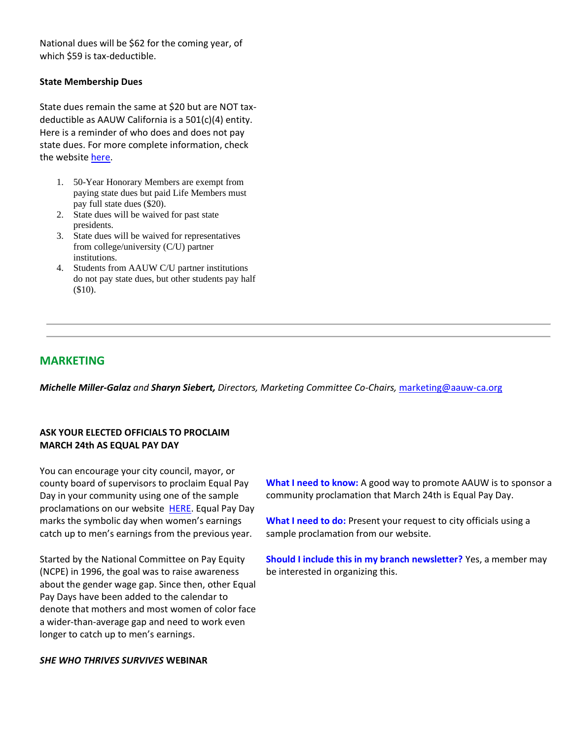National dues will be $62 for the coming year, of which $59 is tax-deductible.

**State Membership Dues**

State dues remain the same at $20 but are NOT tax-deductible as AAUW California is a 501(c)(4) entity. Here is a reminder of who does and does not pay state dues. For more complete information, check the website here.

1. 50-Year Honorary Members are exempt from paying state dues but paid Life Members must pay full state dues ($20).
2. State dues will be waived for past state presidents.
3. State dues will be waived for representatives from college/university (C/U) partner institutions.
4. Students from AAUW C/U partner institutions do not pay state dues, but other students pay half ($10).

---

## MARKETING

***Michelle Miller-Galaz*** *and* ***Sharyn Siebert,*** *Directors, Marketing Committee Co-Chairs,* marketing@aauw-ca.org

### ASK YOUR ELECTED OFFICIALS TO PROCLAIM MARCH 24th AS EQUAL PAY DAY

You can encourage your city council, mayor, or county board of supervisors to proclaim Equal Pay Day in your community using one of the sample proclamations on our website HERE. Equal Pay Day marks the symbolic day when women's earnings catch up to men's earnings from the previous year.

Started by the National Committee on Pay Equity (NCPE) in 1996, the goal was to raise awareness about the gender wage gap. Since then, other Equal Pay Days have been added to the calendar to denote that mothers and most women of color face a wider-than-average gap and need to work even longer to catch up to men's earnings.

**What I need to know:** A good way to promote AAUW is to sponsor a community proclamation that March 24th is Equal Pay Day.

**What I need to do:** Present your request to city officials using a sample proclamation from our website.

**Should I include this in my branch newsletter?** Yes, a member may be interested in organizing this.

### *SHE WHO THRIVES SURVIVES* WEBINAR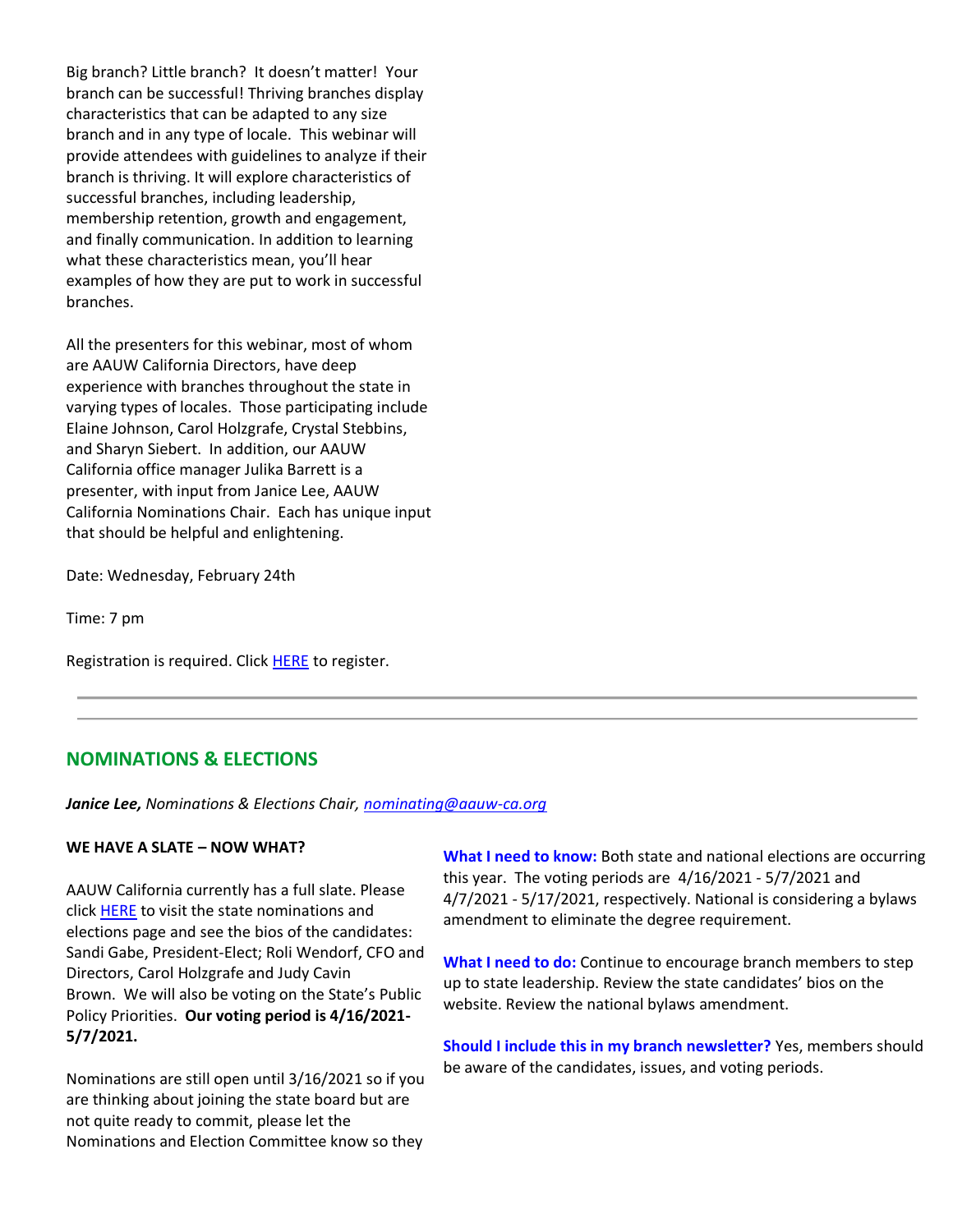Big branch? Little branch? It doesn't matter! Your branch can be successful! Thriving branches display characteristics that can be adapted to any size branch and in any type of locale. This webinar will provide attendees with guidelines to analyze if their branch is thriving. It will explore characteristics of successful branches, including leadership, membership retention, growth and engagement, and finally communication. In addition to learning what these characteristics mean, you'll hear examples of how they are put to work in successful branches.

All the presenters for this webinar, most of whom are AAUW California Directors, have deep experience with branches throughout the state in varying types of locales. Those participating include Elaine Johnson, Carol Holzgrafe, Crystal Stebbins, and Sharyn Siebert. In addition, our AAUW California office manager Julika Barrett is a presenter, with input from Janice Lee, AAUW California Nominations Chair. Each has unique input that should be helpful and enlightening.

Date: Wednesday, February 24th

Time: 7 pm

Registration is required. Click HERE to register.

---

## NOMINATIONS & ELECTIONS

***Janice Lee,*** *Nominations & Elections Chair, nominating@aauw-ca.org*

**WE HAVE A SLATE – NOW WHAT?**

AAUW California currently has a full slate. Please click HERE to visit the state nominations and elections page and see the bios of the candidates: Sandi Gabe, President-Elect; Roli Wendorf, CFO and Directors, Carol Holzgrafe and Judy Cavin Brown. We will also be voting on the State's Public Policy Priorities. **Our voting period is 4/16/2021-5/7/2021.**

Nominations are still open until 3/16/2021 so if you are thinking about joining the state board but are not quite ready to commit, please let the Nominations and Election Committee know so they

**What I need to know:** Both state and national elections are occurring this year. The voting periods are 4/16/2021 - 5/7/2021 and 4/7/2021 - 5/17/2021, respectively. National is considering a bylaws amendment to eliminate the degree requirement.

**What I need to do:** Continue to encourage branch members to step up to state leadership. Review the state candidates' bios on the website. Review the national bylaws amendment.

**Should I include this in my branch newsletter?** Yes, members should be aware of the candidates, issues, and voting periods.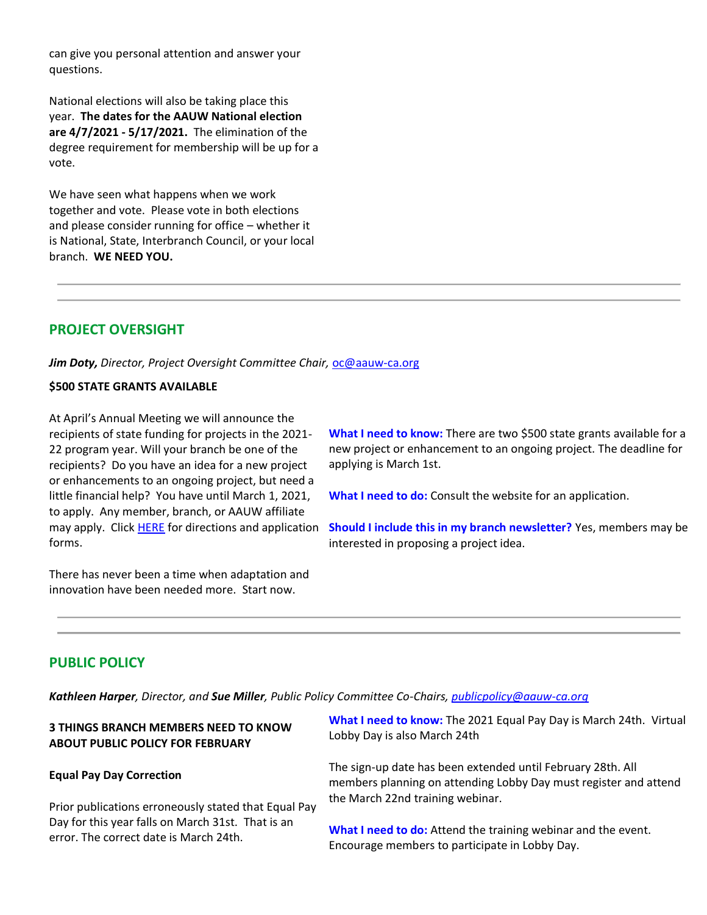can give you personal attention and answer your questions.

National elections will also be taking place this year. **The dates for the AAUW National election are 4/7/2021 - 5/17/2021.** The elimination of the degree requirement for membership will be up for a vote.

We have seen what happens when we work together and vote. Please vote in both elections and please consider running for office – whether it is National, State, Interbranch Council, or your local branch. **WE NEED YOU.**

---

## PROJECT OVERSIGHT

***Jim Doty,*** *Director, Project Oversight Committee Chair,* oc@aauw-ca.org

**$500 STATE GRANTS AVAILABLE**

At April's Annual Meeting we will announce the recipients of state funding for projects in the 2021-22 program year. Will your branch be one of the recipients? Do you have an idea for a new project or enhancements to an ongoing project, but need a little financial help? You have until March 1, 2021, to apply. Any member, branch, or AAUW affiliate may apply. Click HERE for directions and application forms.

There has never been a time when adaptation and innovation have been needed more. Start now.

**What I need to know:** There are two $500 state grants available for a new project or enhancement to an ongoing project. The deadline for applying is March 1st.

**What I need to do:** Consult the website for an application.

**Should I include this in my branch newsletter?** Yes, members may be interested in proposing a project idea.

---

## PUBLIC POLICY

***Kathleen Harper****, Director, and* ***Sue Miller****, Public Policy Committee Co-Chairs,* *publicpolicy@aauw-ca.org*

**3 THINGS BRANCH MEMBERS NEED TO KNOW ABOUT PUBLIC POLICY FOR FEBRUARY**

**Equal Pay Day Correction**

Prior publications erroneously stated that Equal Pay Day for this year falls on March 31st. That is an error. The correct date is March 24th.

**What I need to know:** The 2021 Equal Pay Day is March 24th. Virtual Lobby Day is also March 24th

The sign-up date has been extended until February 28th. All members planning on attending Lobby Day must register and attend the March 22nd training webinar.

**What I need to do:** Attend the training webinar and the event. Encourage members to participate in Lobby Day.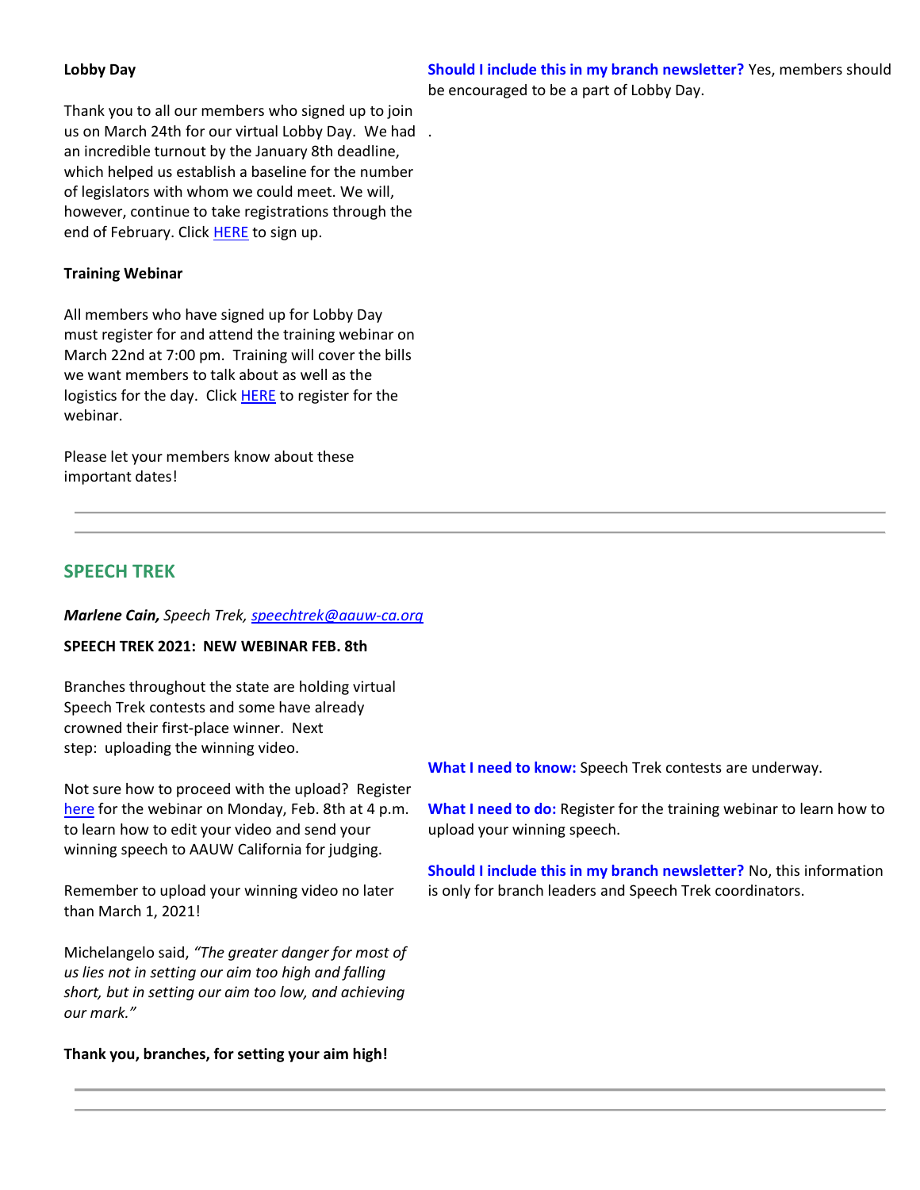**Lobby Day**

Thank you to all our members who signed up to join us on March 24th for our virtual Lobby Day. We had an incredible turnout by the January 8th deadline, which helped us establish a baseline for the number of legislators with whom we could meet. We will, however, continue to take registrations through the end of February. Click HERE to sign up.

**Training Webinar**

All members who have signed up for Lobby Day must register for and attend the training webinar on March 22nd at 7:00 pm. Training will cover the bills we want members to talk about as well as the logistics for the day. Click HERE to register for the webinar.

Please let your members know about these important dates!

**Should I include this in my branch newsletter?** Yes, members should be encouraged to be a part of Lobby Day.

.

---

## SPEECH TREK

***Marlene Cain,*** *Speech Trek, speechtrek@aauw-ca.org*

**SPEECH TREK 2021: NEW WEBINAR FEB. 8th**

Branches throughout the state are holding virtual Speech Trek contests and some have already crowned their first-place winner. Next step: uploading the winning video.

Not sure how to proceed with the upload? Register here for the webinar on Monday, Feb. 8th at 4 p.m. to learn how to edit your video and send your winning speech to AAUW California for judging.

Remember to upload your winning video no later than March 1, 2021!

Michelangelo said, *"The greater danger for most of us lies not in setting our aim too high and falling short, but in setting our aim too low, and achieving our mark."*

**Thank you, branches, for setting your aim high!**

**What I need to know:** Speech Trek contests are underway.

**What I need to do:** Register for the training webinar to learn how to upload your winning speech.

**Should I include this in my branch newsletter?** No, this information is only for branch leaders and Speech Trek coordinators.

---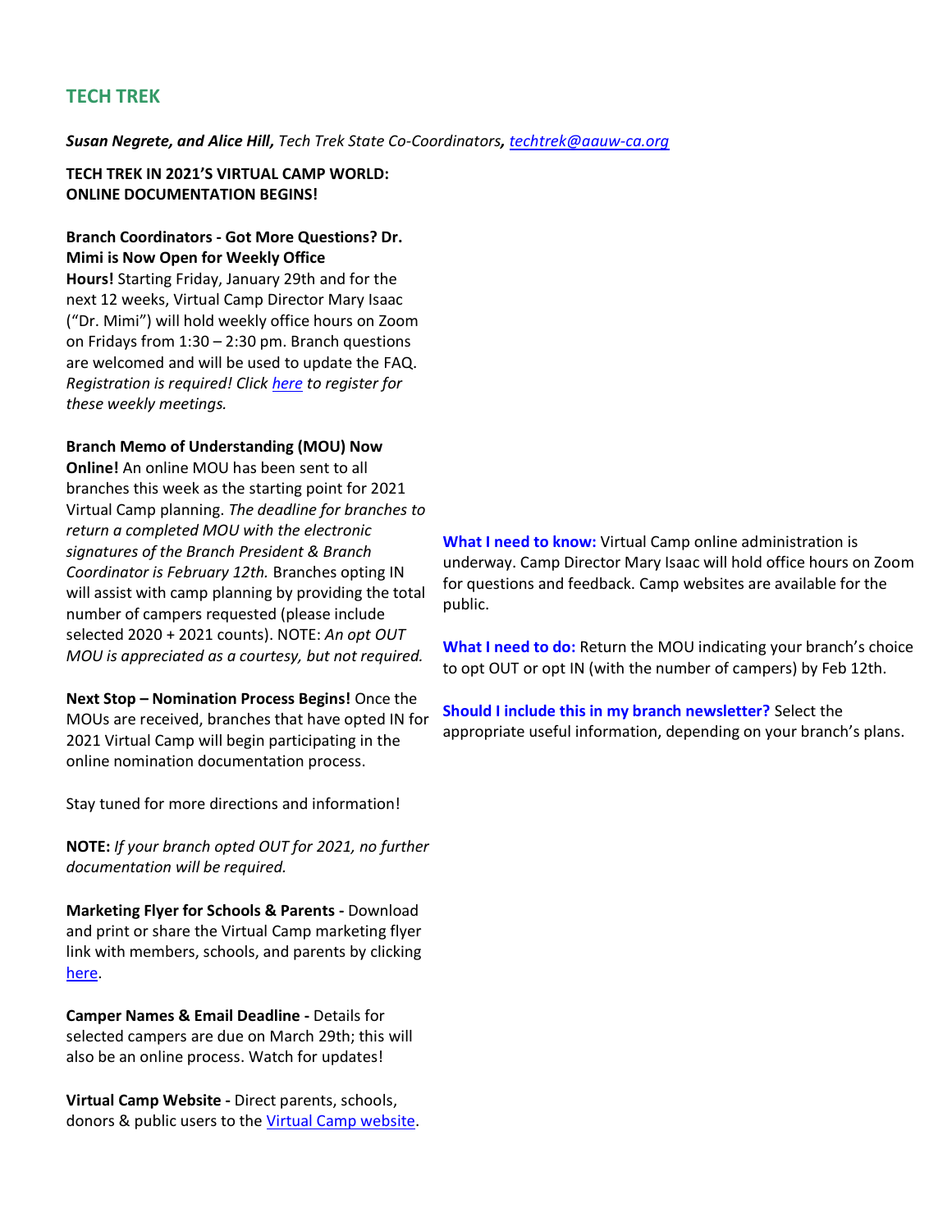## TECH TREK

***Susan Negrete, and Alice Hill,*** *Tech Trek State Co-Coordinators,* [*techtrek@aauw-ca.org*](mailto:techtrek@aauw-ca.org)

**TECH TREK IN 2021'S VIRTUAL CAMP WORLD: ONLINE DOCUMENTATION BEGINS!**

**Branch Coordinators - Got More Questions? Dr. Mimi is Now Open for Weekly Office Hours!** Starting Friday, January 29th and for the next 12 weeks, Virtual Camp Director Mary Isaac ("Dr. Mimi") will hold weekly office hours on Zoom on Fridays from 1:30 – 2:30 pm. Branch questions are welcomed and will be used to update the FAQ. *Registration is required! Click [here](#) to register for these weekly meetings.*

**Branch Memo of Understanding (MOU) Now Online!** An online MOU has been sent to all branches this week as the starting point for 2021 Virtual Camp planning. *The deadline for branches to return a completed MOU with the electronic signatures of the Branch President & Branch Coordinator is February 12th.* Branches opting IN will assist with camp planning by providing the total number of campers requested (please include selected 2020 + 2021 counts). NOTE: *An opt OUT MOU is appreciated as a courtesy, but not required.*

**Next Stop – Nomination Process Begins!** Once the MOUs are received, branches that have opted IN for 2021 Virtual Camp will begin participating in the online nomination documentation process.

Stay tuned for more directions and information!

**NOTE:** *If your branch opted OUT for 2021, no further documentation will be required.*

**Marketing Flyer for Schools & Parents -** Download and print or share the Virtual Camp marketing flyer link with members, schools, and parents by clicking [here](#).

**Camper Names & Email Deadline -** Details for selected campers are due on March 29th; this will also be an online process. Watch for updates!

**Virtual Camp Website -** Direct parents, schools, donors & public users to the [Virtual Camp website](#).

**What I need to know:** Virtual Camp online administration is underway. Camp Director Mary Isaac will hold office hours on Zoom for questions and feedback. Camp websites are available for the public.

**What I need to do:** Return the MOU indicating your branch's choice to opt OUT or opt IN (with the number of campers) by Feb 12th.

**Should I include this in my branch newsletter?** Select the appropriate useful information, depending on your branch's plans.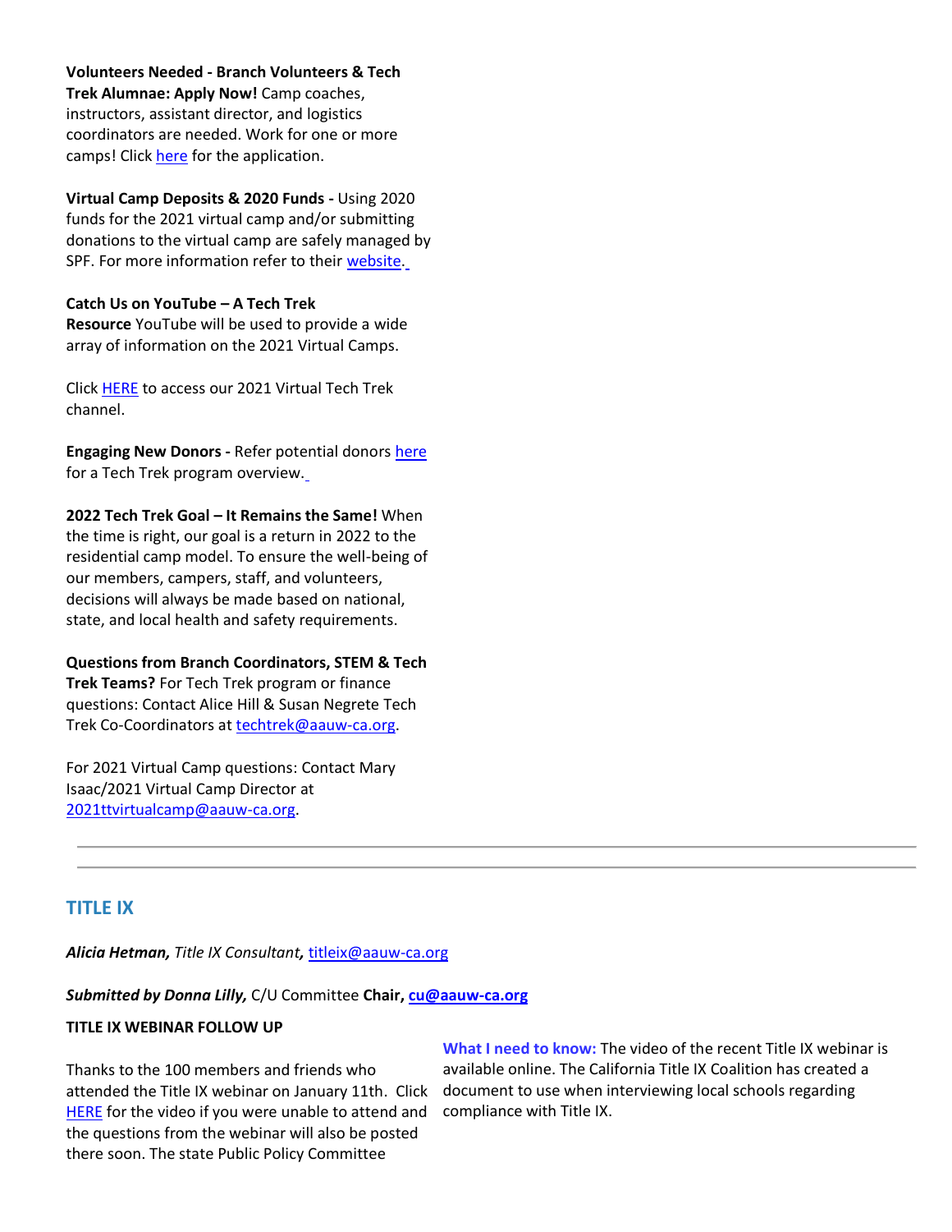**Volunteers Needed - Branch Volunteers & Tech Trek Alumnae: Apply Now!** Camp coaches, instructors, assistant director, and logistics coordinators are needed. Work for one or more camps! Click here for the application.

**Virtual Camp Deposits & 2020 Funds -** Using 2020 funds for the 2021 virtual camp and/or submitting donations to the virtual camp are safely managed by SPF. For more information refer to their website.

**Catch Us on YouTube – A Tech Trek Resource** YouTube will be used to provide a wide array of information on the 2021 Virtual Camps.

Click HERE to access our 2021 Virtual Tech Trek channel.

**Engaging New Donors -** Refer potential donors here for a Tech Trek program overview.

**2022 Tech Trek Goal – It Remains the Same!** When the time is right, our goal is a return in 2022 to the residential camp model. To ensure the well-being of our members, campers, staff, and volunteers, decisions will always be made based on national, state, and local health and safety requirements.

**Questions from Branch Coordinators, STEM & Tech Trek Teams?** For Tech Trek program or finance questions: Contact Alice Hill & Susan Negrete Tech Trek Co-Coordinators at techtrek@aauw-ca.org.

For 2021 Virtual Camp questions: Contact Mary Isaac/2021 Virtual Camp Director at 2021ttvirtualcamp@aauw-ca.org.

---

## TITLE IX

***Alicia Hetman,** Title IX Consultant,* titleix@aauw-ca.org

***Submitted by Donna Lilly,*** C/U Committee **Chair, cu@aauw-ca.org**

**TITLE IX WEBINAR FOLLOW UP**

**What I need to know:** The video of the recent Title IX webinar is available online. The California Title IX Coalition has created a document to use when interviewing local schools regarding compliance with Title IX.

Thanks to the 100 members and friends who attended the Title IX webinar on January 11th. Click HERE for the video if you were unable to attend and the questions from the webinar will also be posted there soon. The state Public Policy Committee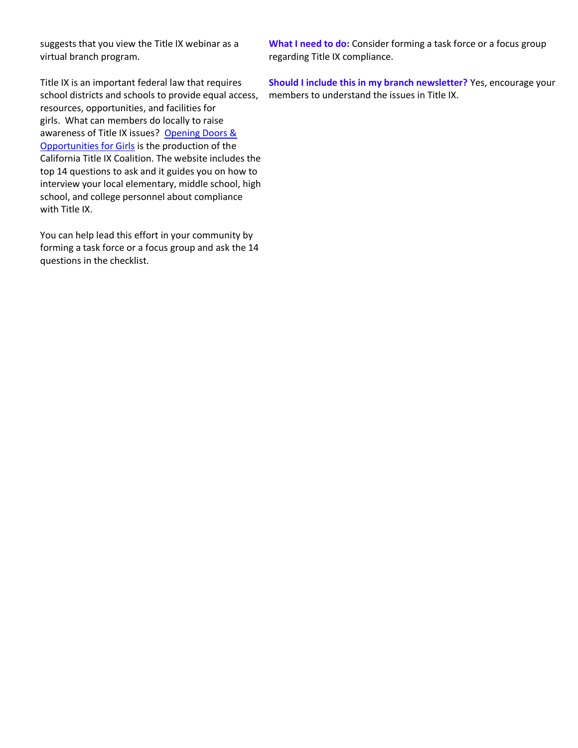suggests that you view the Title IX webinar as a virtual branch program.

Title IX is an important federal law that requires school districts and schools to provide equal access, resources, opportunities, and facilities for girls. What can members do locally to raise awareness of Title IX issues? Opening Doors & Opportunities for Girls is the production of the California Title IX Coalition. The website includes the top 14 questions to ask and it guides you on how to interview your local elementary, middle school, high school, and college personnel about compliance with Title IX.

You can help lead this effort in your community by forming a task force or a focus group and ask the 14 questions in the checklist.

**What I need to do:** Consider forming a task force or a focus group regarding Title IX compliance.

**Should I include this in my branch newsletter?** Yes, encourage your members to understand the issues in Title IX.